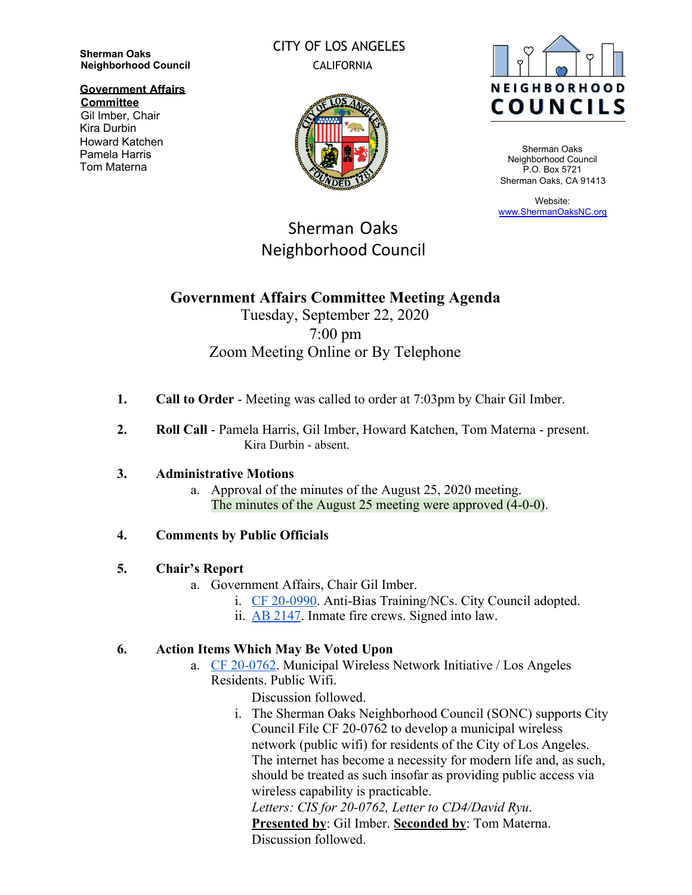**Sherman Oaks Neighborhood Council**

**Government Affairs Committee**
Gil Imber, Chair
Kira Durbin
Howard Katchen
Pamela Harris
Tom Materna

CITY OF LOS ANGELES
CALIFORNIA

NEIGHBORHOOD COUNCILS

Sherman Oaks Neighborhood Council
P.O. Box 5721
Sherman Oaks, CA 91413

Website:
www.ShermanOaksNC.org

# Sherman Oaks Neighborhood Council

## Government Affairs Committee Meeting Agenda

Tuesday, September 22, 2020
7:00 pm
Zoom Meeting Online or By Telephone

1. **Call to Order** - Meeting was called to order at 7:03pm by Chair Gil Imber.

2. **Roll Call** - Pamela Harris, Gil Imber, Howard Katchen, Tom Materna - present.
   Kira Durbin - absent.

3. **Administrative Motions**
   a. Approval of the minutes of the August 25, 2020 meeting.
      The minutes of the August 25 meeting were approved (4-0-0).

4. **Comments by Public Officials**

5. **Chair's Report**
   a. Government Affairs, Chair Gil Imber.
      i. CF 20-0990. Anti-Bias Training/NCs. City Council adopted.
      ii. AB 2147. Inmate fire crews. Signed into law.

6. **Action Items Which May Be Voted Upon**
   a. CF 20-0762. Municipal Wireless Network Initiative / Los Angeles Residents. Public Wifi.
      Discussion followed.
      i. The Sherman Oaks Neighborhood Council (SONC) supports City Council File CF 20-0762 to develop a municipal wireless network (public wifi) for residents of the City of Los Angeles. The internet has become a necessity for modern life and, as such, should be treated as such insofar as providing public access via wireless capability is practicable.
      *Letters: CIS for 20-0762, Letter to CD4/David Ryu.*
      **Presented by**: Gil Imber. **Seconded by**: Tom Materna.
      Discussion followed.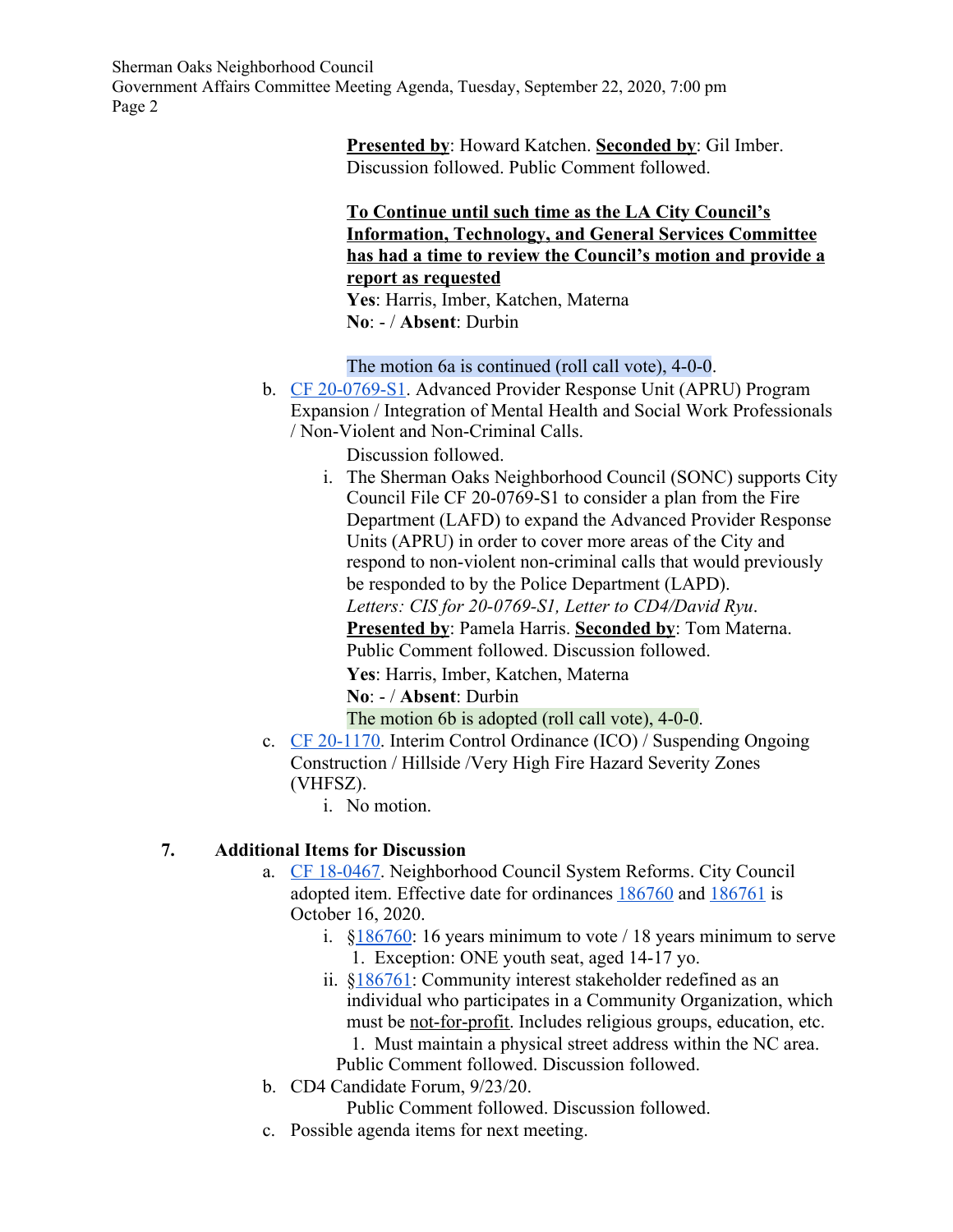**Presented by**: Howard Katchen. **Seconded by**: Gil Imber. Discussion followed. Public Comment followed.

**To Continue until such time as the LA City Council's Information, Technology, and General Services Committee has had a time to review the Council's motion and provide a report as requested**
**Yes**: Harris, Imber, Katchen, Materna
**No**: - / **Absent**: Durbin

The motion 6a is continued (roll call vote), 4-0-0.

b. CF 20-0769-S1. Advanced Provider Response Unit (APRU) Program Expansion / Integration of Mental Health and Social Work Professionals / Non-Violent and Non-Criminal Calls.

Discussion followed.

i. The Sherman Oaks Neighborhood Council (SONC) supports City Council File CF 20-0769-S1 to consider a plan from the Fire Department (LAFD) to expand the Advanced Provider Response Units (APRU) in order to cover more areas of the City and respond to non-violent non-criminal calls that would previously be responded to by the Police Department (LAPD).
*Letters: CIS for 20-0769-S1, Letter to CD4/David Ryu*.
**Presented by**: Pamela Harris. **Seconded by**: Tom Materna.
Public Comment followed. Discussion followed.
**Yes**: Harris, Imber, Katchen, Materna
**No**: - / **Absent**: Durbin
The motion 6b is adopted (roll call vote), 4-0-0.

c. CF 20-1170. Interim Control Ordinance (ICO) / Suspending Ongoing Construction / Hillside /Very High Fire Hazard Severity Zones (VHFSZ).

i. No motion.

**7. Additional Items for Discussion**

a. CF 18-0467. Neighborhood Council System Reforms. City Council adopted item. Effective date for ordinances 186760 and 186761 is October 16, 2020.

i. §186760: 16 years minimum to vote / 18 years minimum to serve
1. Exception: ONE youth seat, aged 14-17 yo.

ii. §186761: Community interest stakeholder redefined as an individual who participates in a Community Organization, which must be not-for-profit. Includes religious groups, education, etc.
1. Must maintain a physical street address within the NC area.

Public Comment followed. Discussion followed.

b. CD4 Candidate Forum, 9/23/20.

Public Comment followed. Discussion followed.

c. Possible agenda items for next meeting.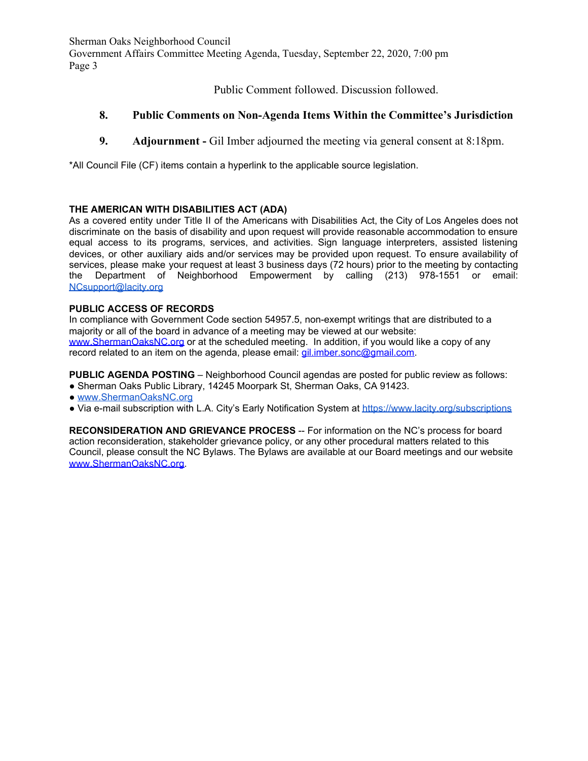Public Comment followed. Discussion followed.

**8. Public Comments on Non-Agenda Items Within the Committee's Jurisdiction**

**9. Adjournment -** Gil Imber adjourned the meeting via general consent at 8:18pm.

*All Council File (CF) items contain a hyperlink to the applicable source legislation.

**THE AMERICAN WITH DISABILITIES ACT (ADA)**

As a covered entity under Title II of the Americans with Disabilities Act, the City of Los Angeles does not discriminate on the basis of disability and upon request will provide reasonable accommodation to ensure equal access to its programs, services, and activities. Sign language interpreters, assisted listening devices, or other auxiliary aids and/or services may be provided upon request. To ensure availability of services, please make your request at least 3 business days (72 hours) prior to the meeting by contacting the Department of Neighborhood Empowerment by calling (213) 978-1551 or email: NCsupport@lacity.org

**PUBLIC ACCESS OF RECORDS**

In compliance with Government Code section 54957.5, non-exempt writings that are distributed to a majority or all of the board in advance of a meeting may be viewed at our website: www.ShermanOaksNC.org or at the scheduled meeting. In addition, if you would like a copy of any record related to an item on the agenda, please email: gil.imber.sonc@gmail.com.

**PUBLIC AGENDA POSTING** – Neighborhood Council agendas are posted for public review as follows:

- Sherman Oaks Public Library, 14245 Moorpark St, Sherman Oaks, CA 91423.
- www.ShermanOaksNC.org
- Via e-mail subscription with L.A. City's Early Notification System at https://www.lacity.org/subscriptions

**RECONSIDERATION AND GRIEVANCE PROCESS** -- For information on the NC's process for board action reconsideration, stakeholder grievance policy, or any other procedural matters related to this Council, please consult the NC Bylaws. The Bylaws are available at our Board meetings and our website www.ShermanOaksNC.org.